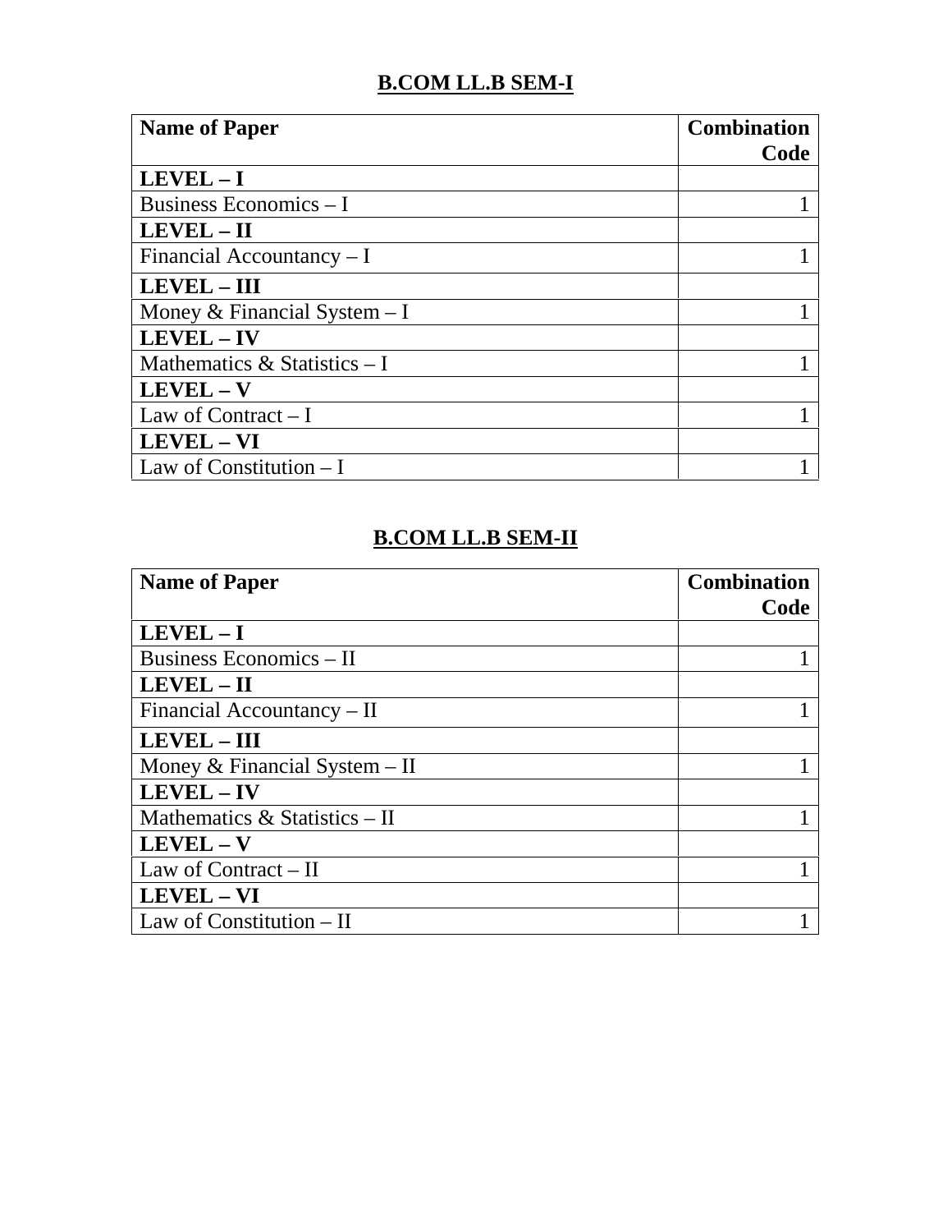## B.COM LL.B SEM-I

| **Name of Paper** | **Combination Code** |
|---|---|
| **LEVEL – I** | |
| Business Economics – I | 1 |
| **LEVEL – II** | |
| Financial Accountancy – I | 1 |
| **LEVEL – III** | |
| Money & Financial System – I | 1 |
| **LEVEL – IV** | |
| Mathematics & Statistics – I | 1 |
| **LEVEL – V** | |
| Law of Contract – I | 1 |
| **LEVEL – VI** | |
| Law of Constitution – I | 1 |

## B.COM LL.B SEM-II

| **Name of Paper** | **Combination Code** |
|---|---|
| **LEVEL – I** | |
| Business Economics – II | 1 |
| **LEVEL – II** | |
| Financial Accountancy – II | 1 |
| **LEVEL – III** | |
| Money & Financial System – II | 1 |
| **LEVEL – IV** | |
| Mathematics & Statistics – II | 1 |
| **LEVEL – V** | |
| Law of Contract – II | 1 |
| **LEVEL – VI** | |
| Law of Constitution – II | 1 |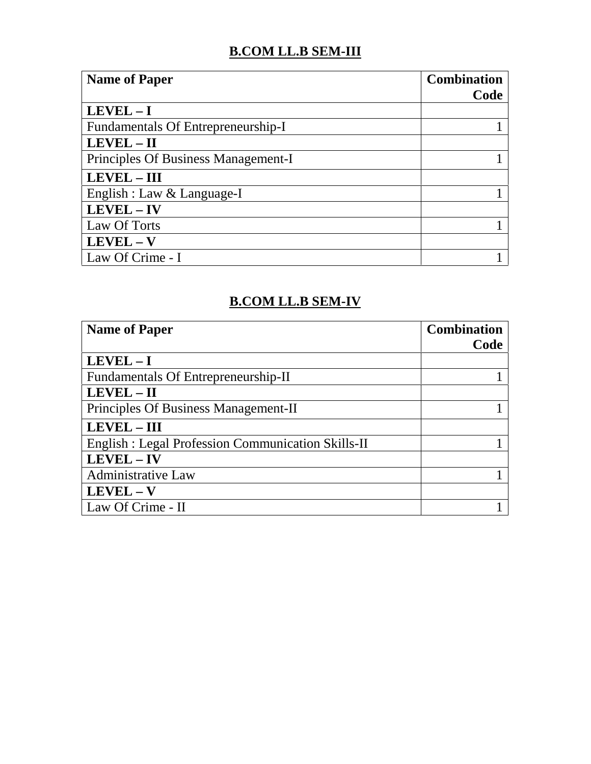## B.COM LL.B SEM-III

| **Name of Paper** | **Combination Code** |
|---|---:|
| **LEVEL – I** | |
| Fundamentals Of Entrepreneurship-I | 1 |
| **LEVEL – II** | |
| Principles Of Business Management-I | 1 |
| **LEVEL – III** | |
| English : Law & Language-I | 1 |
| **LEVEL – IV** | |
| Law Of Torts | 1 |
| **LEVEL – V** | |
| Law Of Crime - I | 1 |

## B.COM LL.B SEM-IV

| **Name of Paper** | **Combination Code** |
|---|---:|
| **LEVEL – I** | |
| Fundamentals Of Entrepreneurship-II | 1 |
| **LEVEL – II** | |
| Principles Of Business Management-II | 1 |
| **LEVEL – III** | |
| English : Legal Profession Communication Skills-II | 1 |
| **LEVEL – IV** | |
| Administrative Law | 1 |
| **LEVEL – V** | |
| Law Of Crime - II | 1 |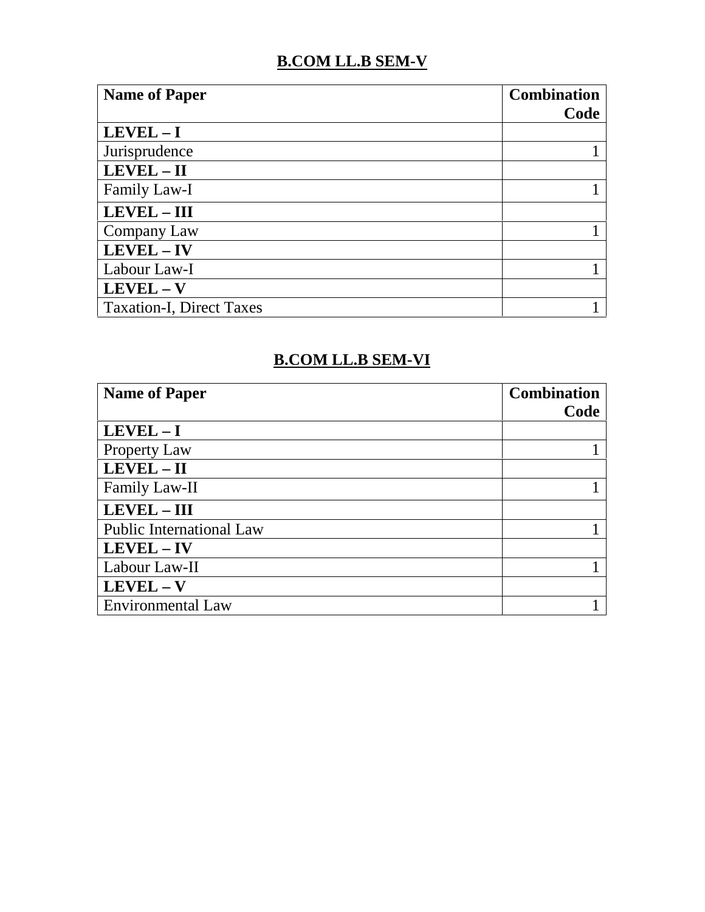## B.COM LL.B SEM-V

| Name of Paper | Combination Code |
|---|---|
| **LEVEL – I** | |
| Jurisprudence | 1 |
| **LEVEL – II** | |
| Family Law-I | 1 |
| **LEVEL – III** | |
| Company Law | 1 |
| **LEVEL – IV** | |
| Labour Law-I | 1 |
| **LEVEL – V** | |
| Taxation-I, Direct Taxes | 1 |

## B.COM LL.B SEM-VI

| Name of Paper | Combination Code |
|---|---|
| **LEVEL – I** | |
| Property Law | 1 |
| **LEVEL – II** | |
| Family Law-II | 1 |
| **LEVEL – III** | |
| Public International Law | 1 |
| **LEVEL – IV** | |
| Labour Law-II | 1 |
| **LEVEL – V** | |
| Environmental Law | 1 |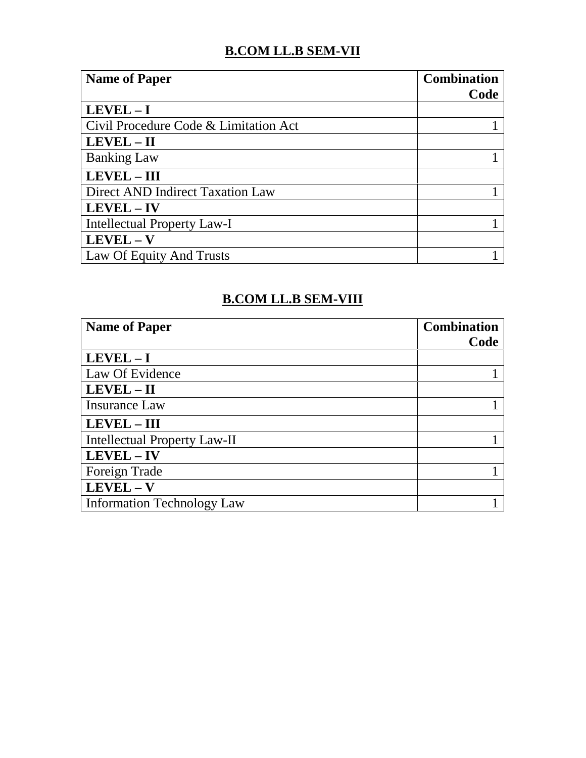## **B.COM LL.B SEM-VII**

| **Name of Paper** | **Combination Code** |
|---|---|
| **LEVEL – I** | |
| Civil Procedure Code & Limitation Act | 1 |
| **LEVEL – II** | |
| Banking Law | 1 |
| **LEVEL – III** | |
| Direct AND Indirect Taxation Law | 1 |
| **LEVEL – IV** | |
| Intellectual Property Law-I | 1 |
| **LEVEL – V** | |
| Law Of Equity And Trusts | 1 |

## **B.COM LL.B SEM-VIII**

| **Name of Paper** | **Combination Code** |
|---|---|
| **LEVEL – I** | |
| Law Of Evidence | 1 |
| **LEVEL – II** | |
| Insurance Law | 1 |
| **LEVEL – III** | |
| Intellectual Property Law-II | 1 |
| **LEVEL – IV** | |
| Foreign Trade | 1 |
| **LEVEL – V** | |
| Information Technology Law | 1 |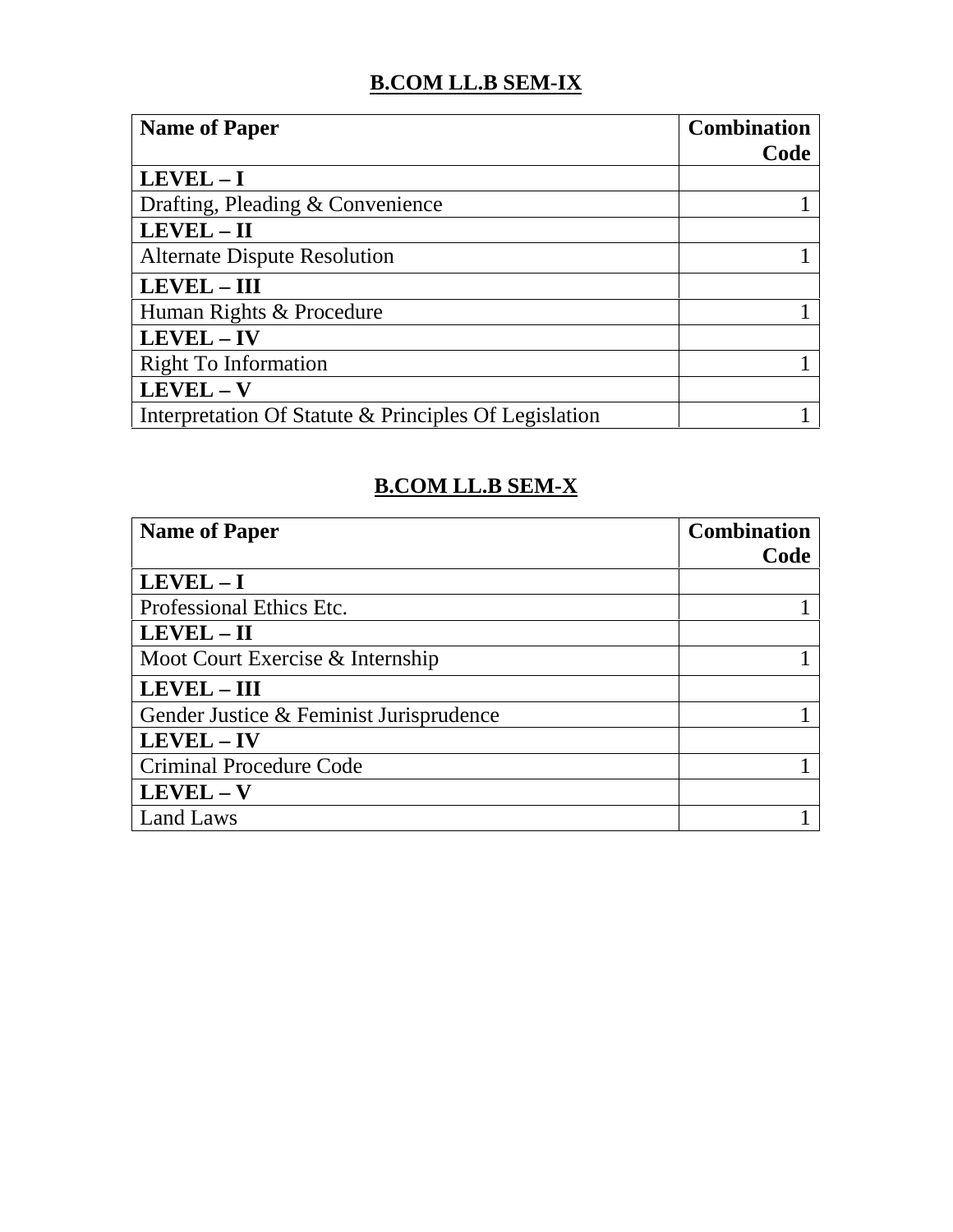## B.COM LL.B SEM-IX

| Name of Paper | Combination Code |
|---|---|
| **LEVEL – I** | |
| Drafting, Pleading & Convenience | 1 |
| **LEVEL – II** | |
| Alternate Dispute Resolution | 1 |
| **LEVEL – III** | |
| Human Rights & Procedure | 1 |
| **LEVEL – IV** | |
| Right To Information | 1 |
| **LEVEL – V** | |
| Interpretation Of Statute & Principles Of Legislation | 1 |

## B.COM LL.B SEM-X

| Name of Paper | Combination Code |
|---|---|
| **LEVEL – I** | |
| Professional Ethics Etc. | 1 |
| **LEVEL – II** | |
| Moot Court Exercise & Internship | 1 |
| **LEVEL – III** | |
| Gender Justice & Feminist Jurisprudence | 1 |
| **LEVEL – IV** | |
| Criminal Procedure Code | 1 |
| **LEVEL – V** | |
| Land Laws | 1 |